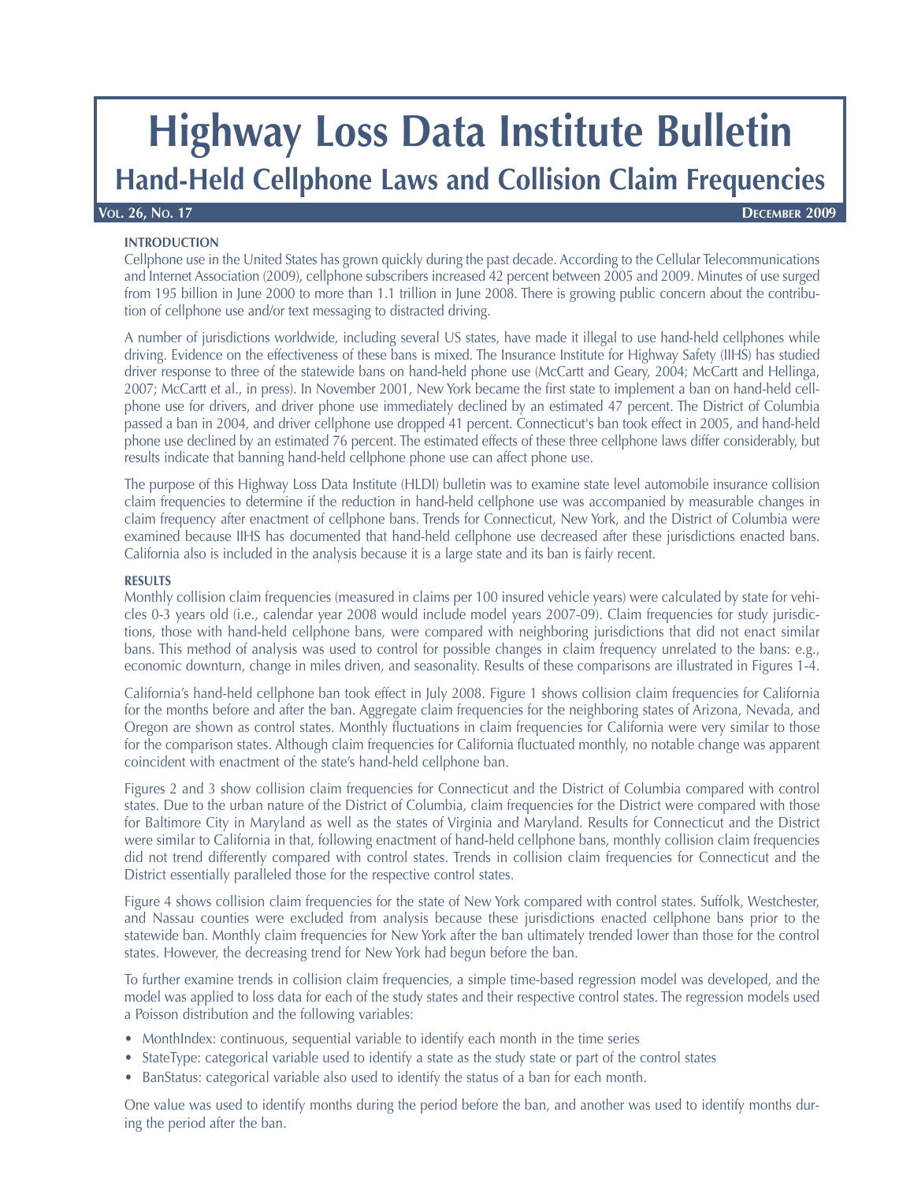# Highway Loss Data Institute Bulletin

## Hand-Held Cellphone Laws and Collision Claim Frequencies

**Vol. 26, No. 17** **December 2009**

### INTRODUCTION

Cellphone use in the United States has grown quickly during the past decade. According to the Cellular Telecommunications and Internet Association (2009), cellphone subscribers increased 42 percent between 2005 and 2009. Minutes of use surged from 195 billion in June 2000 to more than 1.1 trillion in June 2008. There is growing public concern about the contribution of cellphone use and/or text messaging to distracted driving.

A number of jurisdictions worldwide, including several US states, have made it illegal to use hand-held cellphones while driving. Evidence on the effectiveness of these bans is mixed. The Insurance Institute for Highway Safety (IIHS) has studied driver response to three of the statewide bans on hand-held phone use (McCartt and Geary, 2004; McCartt and Hellinga, 2007; McCartt et al., in press). In November 2001, New York became the first state to implement a ban on hand-held cellphone use for drivers, and driver phone use immediately declined by an estimated 47 percent. The District of Columbia passed a ban in 2004, and driver cellphone use dropped 41 percent. Connecticut's ban took effect in 2005, and hand-held phone use declined by an estimated 76 percent. The estimated effects of these three cellphone laws differ considerably, but results indicate that banning hand-held cellphone phone use can affect phone use.

The purpose of this Highway Loss Data Institute (HLDI) bulletin was to examine state level automobile insurance collision claim frequencies to determine if the reduction in hand-held cellphone use was accompanied by measurable changes in claim frequency after enactment of cellphone bans. Trends for Connecticut, New York, and the District of Columbia were examined because IIHS has documented that hand-held cellphone use decreased after these jurisdictions enacted bans. California also is included in the analysis because it is a large state and its ban is fairly recent.

### RESULTS

Monthly collision claim frequencies (measured in claims per 100 insured vehicle years) were calculated by state for vehicles 0-3 years old (i.e., calendar year 2008 would include model years 2007-09). Claim frequencies for study jurisdictions, those with hand-held cellphone bans, were compared with neighboring jurisdictions that did not enact similar bans. This method of analysis was used to control for possible changes in claim frequency unrelated to the bans: e.g., economic downturn, change in miles driven, and seasonality. Results of these comparisons are illustrated in Figures 1-4.

California's hand-held cellphone ban took effect in July 2008. Figure 1 shows collision claim frequencies for California for the months before and after the ban. Aggregate claim frequencies for the neighboring states of Arizona, Nevada, and Oregon are shown as control states. Monthly fluctuations in claim frequencies for California were very similar to those for the comparison states. Although claim frequencies for California fluctuated monthly, no notable change was apparent coincident with enactment of the state's hand-held cellphone ban.

Figures 2 and 3 show collision claim frequencies for Connecticut and the District of Columbia compared with control states. Due to the urban nature of the District of Columbia, claim frequencies for the District were compared with those for Baltimore City in Maryland as well as the states of Virginia and Maryland. Results for Connecticut and the District were similar to California in that, following enactment of hand-held cellphone bans, monthly collision claim frequencies did not trend differently compared with control states. Trends in collision claim frequencies for Connecticut and the District essentially paralleled those for the respective control states.

Figure 4 shows collision claim frequencies for the state of New York compared with control states. Suffolk, Westchester, and Nassau counties were excluded from analysis because these jurisdictions enacted cellphone bans prior to the statewide ban. Monthly claim frequencies for New York after the ban ultimately trended lower than those for the control states. However, the decreasing trend for New York had begun before the ban.

To further examine trends in collision claim frequencies, a simple time-based regression model was developed, and the model was applied to loss data for each of the study states and their respective control states. The regression models used a Poisson distribution and the following variables:

- MonthIndex: continuous, sequential variable to identify each month in the time series
- StateType: categorical variable used to identify a state as the study state or part of the control states
- BanStatus: categorical variable also used to identify the status of a ban for each month.

One value was used to identify months during the period before the ban, and another was used to identify months during the period after the ban.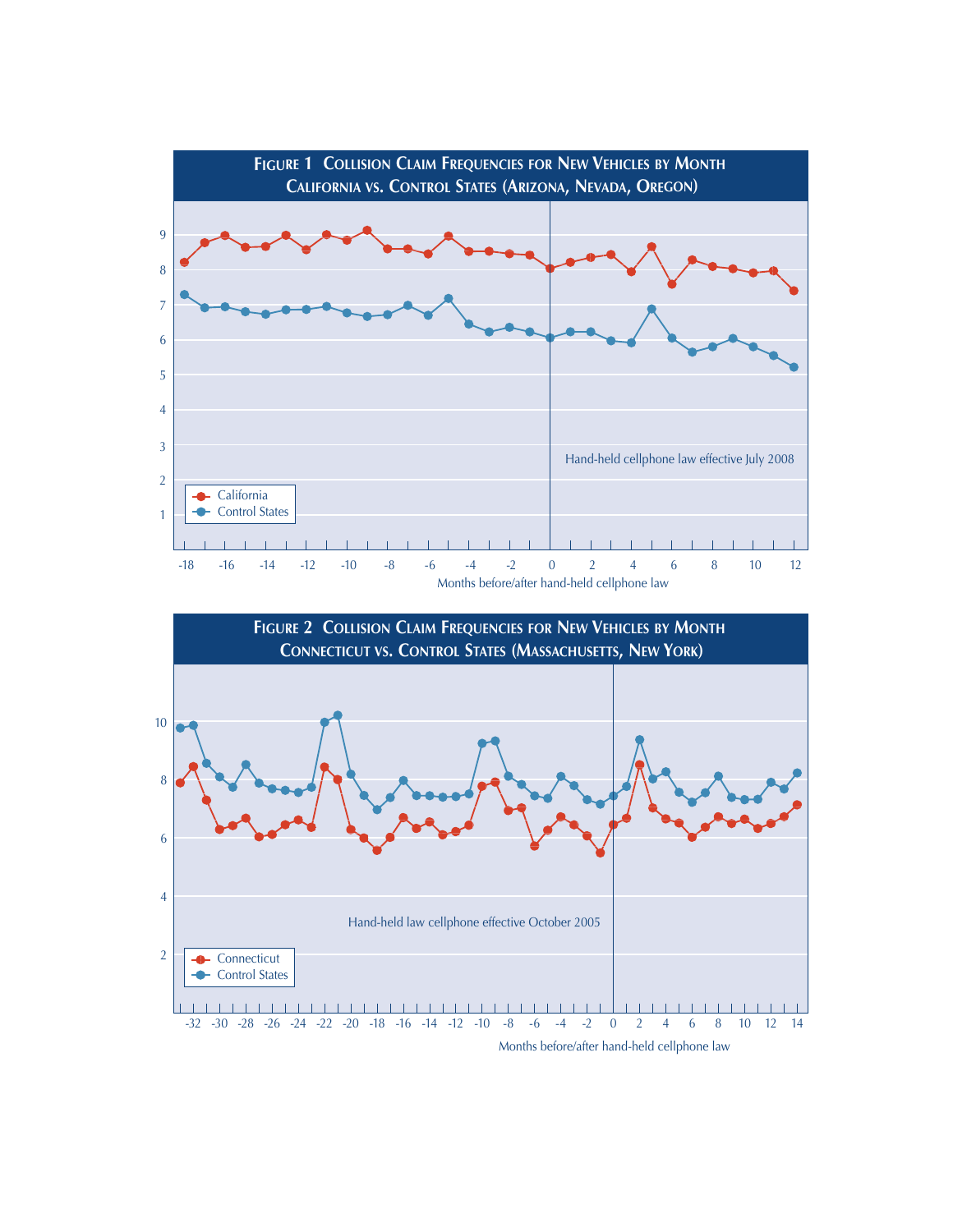**Figure 1 Collision Claim Frequencies for New Vehicles by Month**
**California vs. Control States (Arizona, Nevada, Oregon)**

Hand-held cellphone law effective July 2008

California
Control States

Months before/after hand-held cellphone law

**Figure 2 Collision Claim Frequencies for New Vehicles by Month**
**Connecticut vs. Control States (Massachusetts, New York)**

Hand-held law cellphone effective October 2005

Connecticut
Control States

Months before/after hand-held cellphone law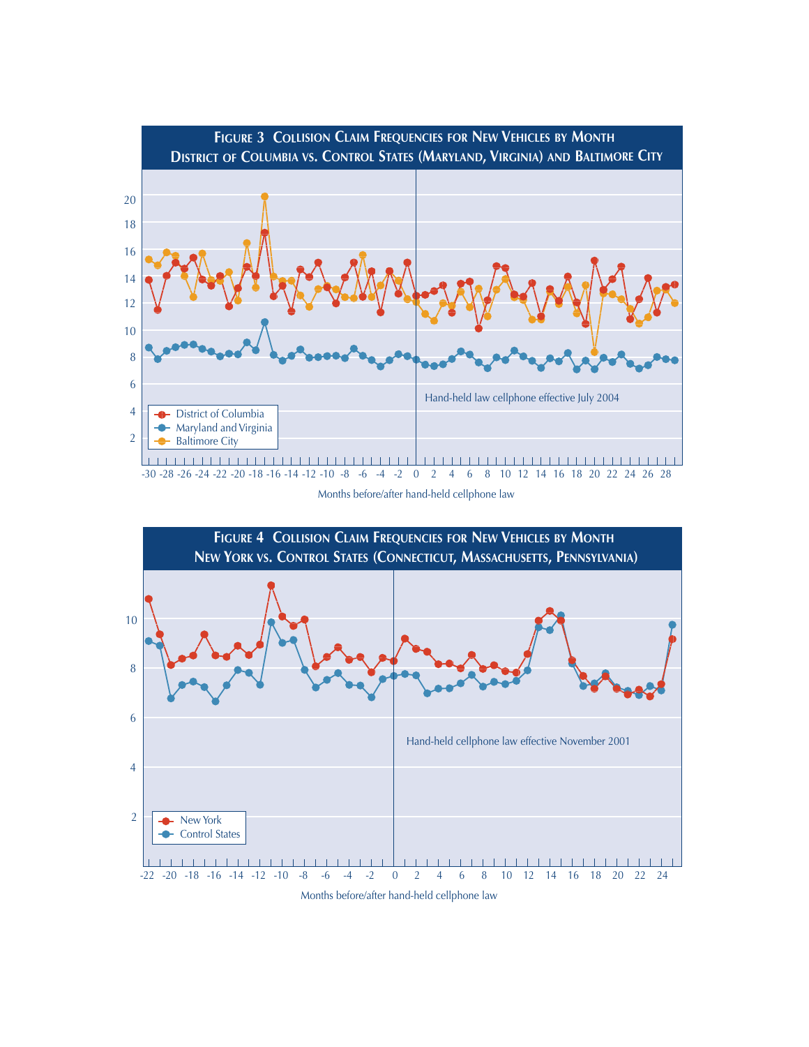**Figure 3 Collision Claim Frequencies for New Vehicles by Month**
**District of Columbia vs. Control States (Maryland, Virginia) and Baltimore City**

- District of Columbia
- Maryland and Virginia
- Baltimore City

Hand-held law cellphone effective July 2004

Months before/after hand-held cellphone law

**Figure 4 Collision Claim Frequencies for New Vehicles by Month**
**New York vs. Control States (Connecticut, Massachusetts, Pennsylvania)**

- New York
- Control States

Hand-held cellphone law effective November 2001

Months before/after hand-held cellphone law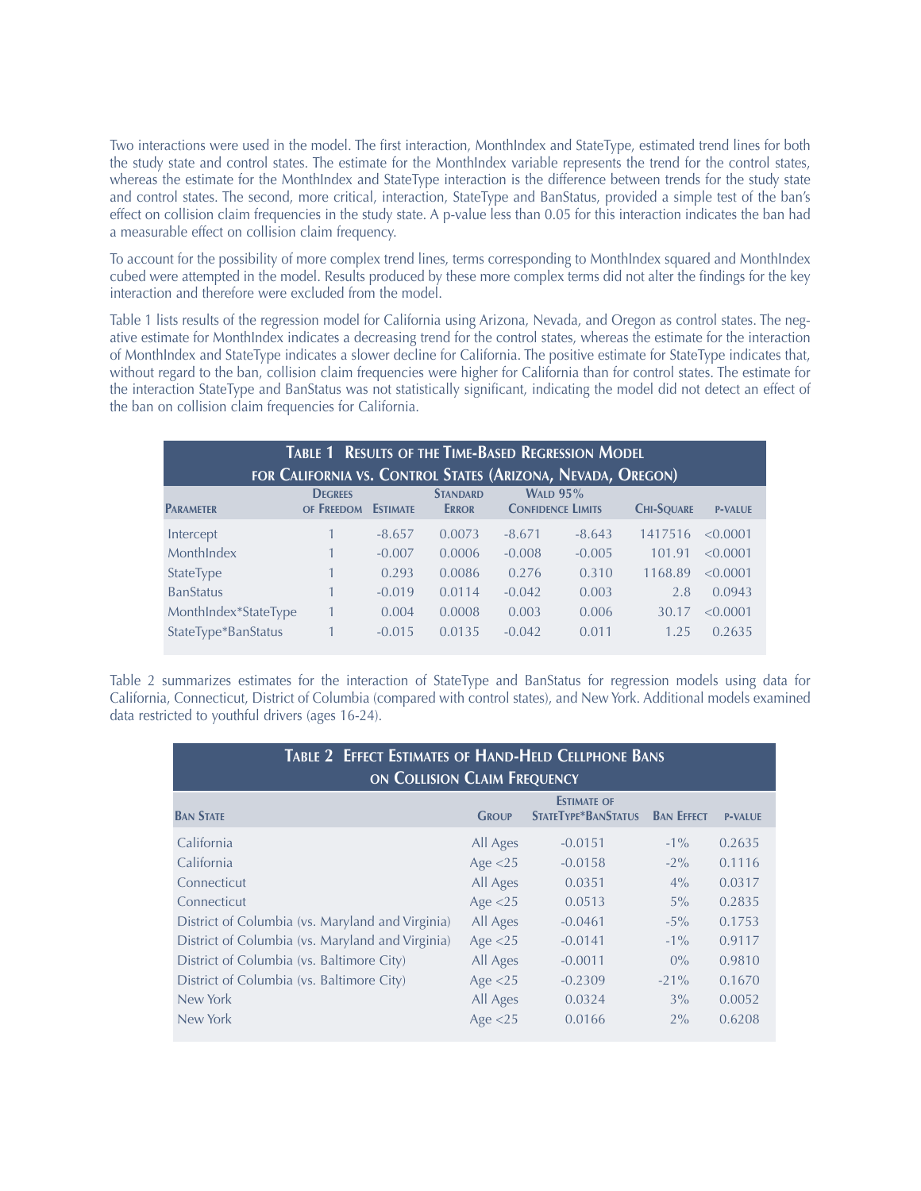Two interactions were used in the model. The first interaction, MonthIndex and StateType, estimated trend lines for both the study state and control states. The estimate for the MonthIndex variable represents the trend for the control states, whereas the estimate for the MonthIndex and StateType interaction is the difference between trends for the study state and control states. The second, more critical, interaction, StateType and BanStatus, provided a simple test of the ban's effect on collision claim frequencies in the study state. A p-value less than 0.05 for this interaction indicates the ban had a measurable effect on collision claim frequency.

To account for the possibility of more complex trend lines, terms corresponding to MonthIndex squared and MonthIndex cubed were attempted in the model. Results produced by these more complex terms did not alter the findings for the key interaction and therefore were excluded from the model.

Table 1 lists results of the regression model for California using Arizona, Nevada, and Oregon as control states. The negative estimate for MonthIndex indicates a decreasing trend for the control states, whereas the estimate for the interaction of MonthIndex and StateType indicates a slower decline for California. The positive estimate for StateType indicates that, without regard to the ban, collision claim frequencies were higher for California than for control states. The estimate for the interaction StateType and BanStatus was not statistically significant, indicating the model did not detect an effect of the ban on collision claim frequencies for California.

**Table 1 Results of the Time-Based Regression Model for California vs. Control States (Arizona, Nevada, Oregon)**

| Parameter | Degrees of Freedom | Estimate | Standard Error | Wald 95% Confidence Limits | | Chi-Square | p-value |
|---|---|---|---|---|---|---|---|
| Intercept | 1 | -8.657 | 0.0073 | -8.671 | -8.643 | 1417516 | <0.0001 |
| MonthIndex | 1 | -0.007 | 0.0006 | -0.008 | -0.005 | 101.91 | <0.0001 |
| StateType | 1 | 0.293 | 0.0086 | 0.276 | 0.310 | 1168.89 | <0.0001 |
| BanStatus | 1 | -0.019 | 0.0114 | -0.042 | 0.003 | 2.8 | 0.0943 |
| MonthIndex*StateType | 1 | 0.004 | 0.0008 | 0.003 | 0.006 | 30.17 | <0.0001 |
| StateType*BanStatus | 1 | -0.015 | 0.0135 | -0.042 | 0.011 | 1.25 | 0.2635 |

Table 2 summarizes estimates for the interaction of StateType and BanStatus for regression models using data for California, Connecticut, District of Columbia (compared with control states), and New York. Additional models examined data restricted to youthful drivers (ages 16-24).

**Table 2 Effect Estimates of Hand-Held Cellphone Bans on Collision Claim Frequency**

| Ban State | Group | Estimate of StateType*BanStatus | Ban Effect | p-value |
|---|---|---|---|---|
| California | All Ages | -0.0151 | -1% | 0.2635 |
| California | Age <25 | -0.0158 | -2% | 0.1116 |
| Connecticut | All Ages | 0.0351 | 4% | 0.0317 |
| Connecticut | Age <25 | 0.0513 | 5% | 0.2835 |
| District of Columbia (vs. Maryland and Virginia) | All Ages | -0.0461 | -5% | 0.1753 |
| District of Columbia (vs. Maryland and Virginia) | Age <25 | -0.0141 | -1% | 0.9117 |
| District of Columbia (vs. Baltimore City) | All Ages | -0.0011 | 0% | 0.9810 |
| District of Columbia (vs. Baltimore City) | Age <25 | -0.2309 | -21% | 0.1670 |
| New York | All Ages | 0.0324 | 3% | 0.0052 |
| New York | Age <25 | 0.0166 | 2% | 0.6208 |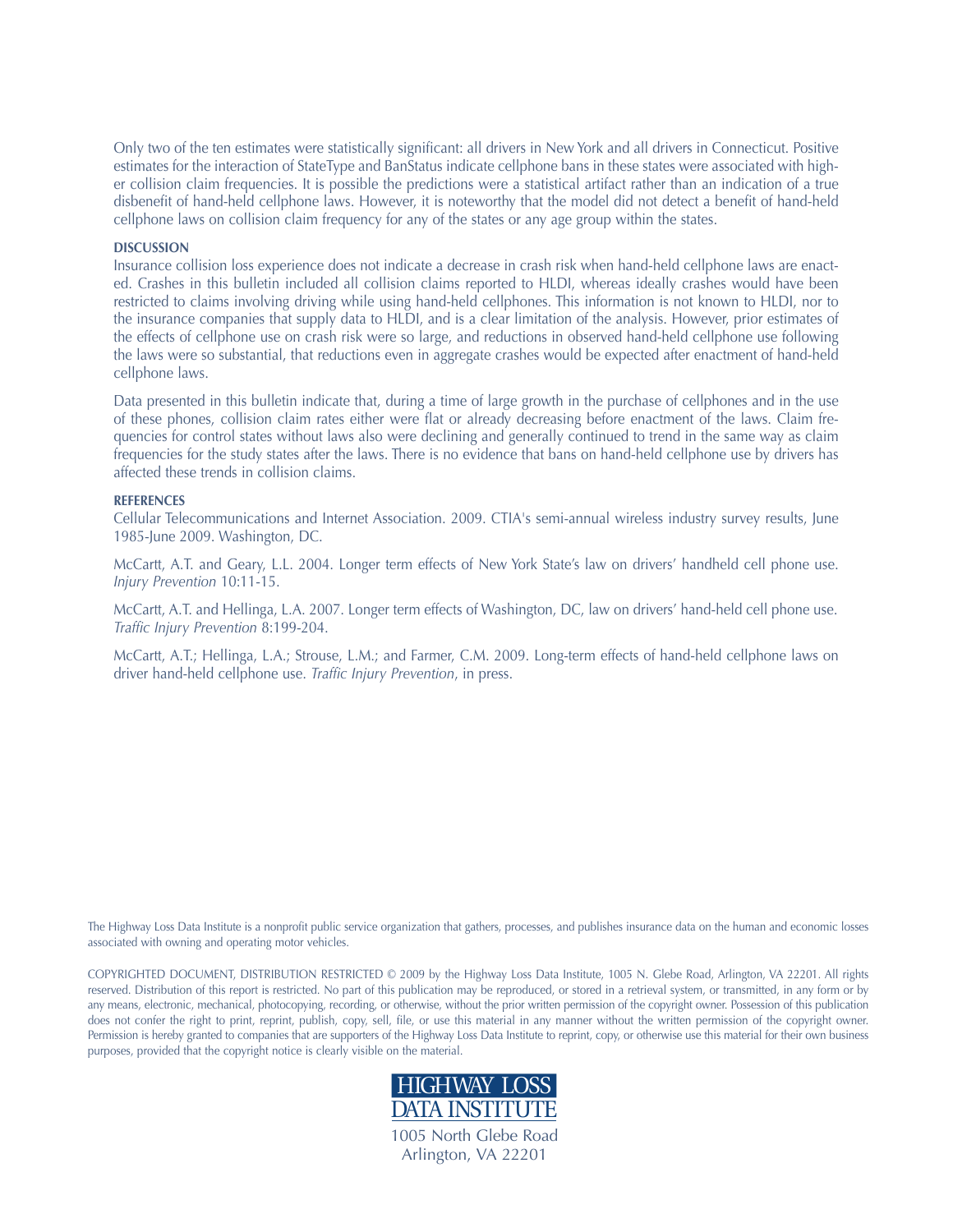Only two of the ten estimates were statistically significant: all drivers in New York and all drivers in Connecticut. Positive estimates for the interaction of StateType and BanStatus indicate cellphone bans in these states were associated with higher collision claim frequencies. It is possible the predictions were a statistical artifact rather than an indication of a true disbenefit of hand-held cellphone laws. However, it is noteworthy that the model did not detect a benefit of hand-held cellphone laws on collision claim frequency for any of the states or any age group within the states.

## DISCUSSION

Insurance collision loss experience does not indicate a decrease in crash risk when hand-held cellphone laws are enacted. Crashes in this bulletin included all collision claims reported to HLDI, whereas ideally crashes would have been restricted to claims involving driving while using hand-held cellphones. This information is not known to HLDI, nor to the insurance companies that supply data to HLDI, and is a clear limitation of the analysis. However, prior estimates of the effects of cellphone use on crash risk were so large, and reductions in observed hand-held cellphone use following the laws were so substantial, that reductions even in aggregate crashes would be expected after enactment of hand-held cellphone laws.

Data presented in this bulletin indicate that, during a time of large growth in the purchase of cellphones and in the use of these phones, collision claim rates either were flat or already decreasing before enactment of the laws. Claim frequencies for control states without laws also were declining and generally continued to trend in the same way as claim frequencies for the study states after the laws. There is no evidence that bans on hand-held cellphone use by drivers has affected these trends in collision claims.

## REFERENCES

Cellular Telecommunications and Internet Association. 2009. CTIA's semi-annual wireless industry survey results, June 1985-June 2009. Washington, DC.

McCartt, A.T. and Geary, L.L. 2004. Longer term effects of New York State's law on drivers' handheld cell phone use. *Injury Prevention* 10:11-15.

McCartt, A.T. and Hellinga, L.A. 2007. Longer term effects of Washington, DC, law on drivers' hand-held cell phone use. *Traffic Injury Prevention* 8:199-204.

McCartt, A.T.; Hellinga, L.A.; Strouse, L.M.; and Farmer, C.M. 2009. Long-term effects of hand-held cellphone laws on driver hand-held cellphone use. *Traffic Injury Prevention*, in press.

The Highway Loss Data Institute is a nonprofit public service organization that gathers, processes, and publishes insurance data on the human and economic losses associated with owning and operating motor vehicles.

COPYRIGHTED DOCUMENT, DISTRIBUTION RESTRICTED © 2009 by the Highway Loss Data Institute, 1005 N. Glebe Road, Arlington, VA 22201. All rights reserved. Distribution of this report is restricted. No part of this publication may be reproduced, or stored in a retrieval system, or transmitted, in any form or by any means, electronic, mechanical, photocopying, recording, or otherwise, without the prior written permission of the copyright owner. Possession of this publication does not confer the right to print, reprint, publish, copy, sell, file, or use this material in any manner without the written permission of the copyright owner. Permission is hereby granted to companies that are supporters of the Highway Loss Data Institute to reprint, copy, or otherwise use this material for their own business purposes, provided that the copyright notice is clearly visible on the material.

HIGHWAY LOSS DATA INSTITUTE

1005 North Glebe Road
Arlington, VA 22201